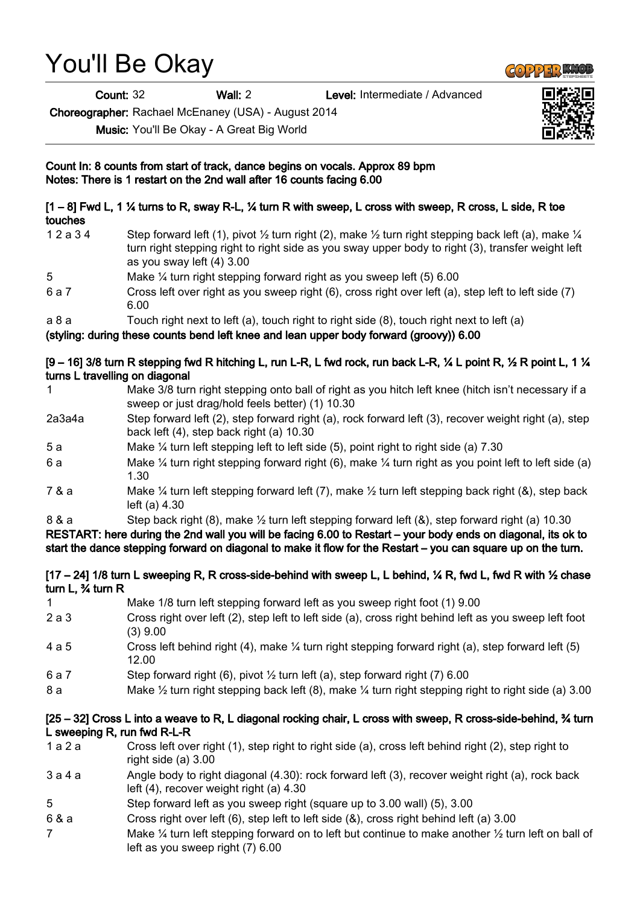# You'll Be Okay

**Count:** 32 **Wall:** 2 **Level:** Intermediate / Advanced

**Choreographer:** Rachael McEnaney (USA) - August 2014

**Music:** You'll Be Okay - A Great Big World

**Count In: 8 counts from start of track, dance begins on vocals. Approx 89 bpm**
**Notes: There is 1 restart on the 2nd wall after 16 counts facing 6.00**

**[1 – 8] Fwd L, 1 ¼ turns to R, sway R-L, ¼ turn R with sweep, L cross with sweep, R cross, L side, R toe touches**

| | |
|---|---|
| 1 2 a 3 4 | Step forward left (1), pivot ½ turn right (2), make ½ turn right stepping back left (a), make ¼ turn right stepping right to right side as you sway upper body to right (3), transfer weight left as you sway left (4) 3.00 |
| 5 | Make ¼ turn right stepping forward right as you sweep left (5) 6.00 |
| 6 a 7 | Cross left over right as you sweep right (6), cross right over left (a), step left to left side (7) 6.00 |
| a 8 a | Touch right next to left (a), touch right to right side (8), touch right next to left (a) |

**(styling: during these counts bend left knee and lean upper body forward (groovy)) 6.00**

**[9 – 16] 3/8 turn R stepping fwd R hitching L, run L-R, L fwd rock, run back L-R, ¼ L point R, ½ R point L, 1 ¼ turns L travelling on diagonal**

| | |
|---|---|
| 1 | Make 3/8 turn right stepping onto ball of right as you hitch left knee (hitch isn't necessary if a sweep or just drag/hold feels better) (1) 10.30 |
| 2a3a4a | Step forward left (2), step forward right (a), rock forward left (3), recover weight right (a), step back left (4), step back right (a) 10.30 |
| 5 a | Make ¼ turn left stepping left to left side (5), point right to right side (a) 7.30 |
| 6 a | Make ¼ turn right stepping forward right (6), make ¼ turn right as you point left to left side (a) 1.30 |
| 7 & a | Make ¼ turn left stepping forward left (7), make ½ turn left stepping back right (&), step back left (a) 4.30 |
| 8 & a | Step back right (8), make ½ turn left stepping forward left (&), step forward right (a) 10.30 |

**RESTART: here during the 2nd wall you will be facing 6.00 to Restart – your body ends on diagonal, its ok to start the dance stepping forward on diagonal to make it flow for the Restart – you can square up on the turn.**

**[17 – 24] 1/8 turn L sweeping R, R cross-side-behind with sweep L, L behind, ¼ R, fwd L, fwd R with ½ chase turn L, ¾ turn R**

| | |
|---|---|
| 1 | Make 1/8 turn left stepping forward left as you sweep right foot (1) 9.00 |
| 2 a 3 | Cross right over left (2), step left to left side (a), cross right behind left as you sweep left foot (3) 9.00 |
| 4 a 5 | Cross left behind right (4), make ¼ turn right stepping forward right (a), step forward left (5) 12.00 |
| 6 a 7 | Step forward right (6), pivot ½ turn left (a), step forward right (7) 6.00 |
| 8 a | Make ½ turn right stepping back left (8), make ¼ turn right stepping right to right side (a) 3.00 |

**[25 – 32] Cross L into a weave to R, L diagonal rocking chair, L cross with sweep, R cross-side-behind, ¾ turn L sweeping R, run fwd R-L-R**

| | |
|---|---|
| 1 a 2 a | Cross left over right (1), step right to right side (a), cross left behind right (2), step right to right side (a) 3.00 |
| 3 a 4 a | Angle body to right diagonal (4.30): rock forward left (3), recover weight right (a), rock back left (4), recover weight right (a) 4.30 |
| 5 | Step forward left as you sweep right (square up to 3.00 wall) (5), 3.00 |
| 6 & a | Cross right over left (6), step left to left side (&), cross right behind left (a) 3.00 |
| 7 | Make ¼ turn left stepping forward on to left but continue to make another ½ turn left on ball of left as you sweep right (7) 6.00 |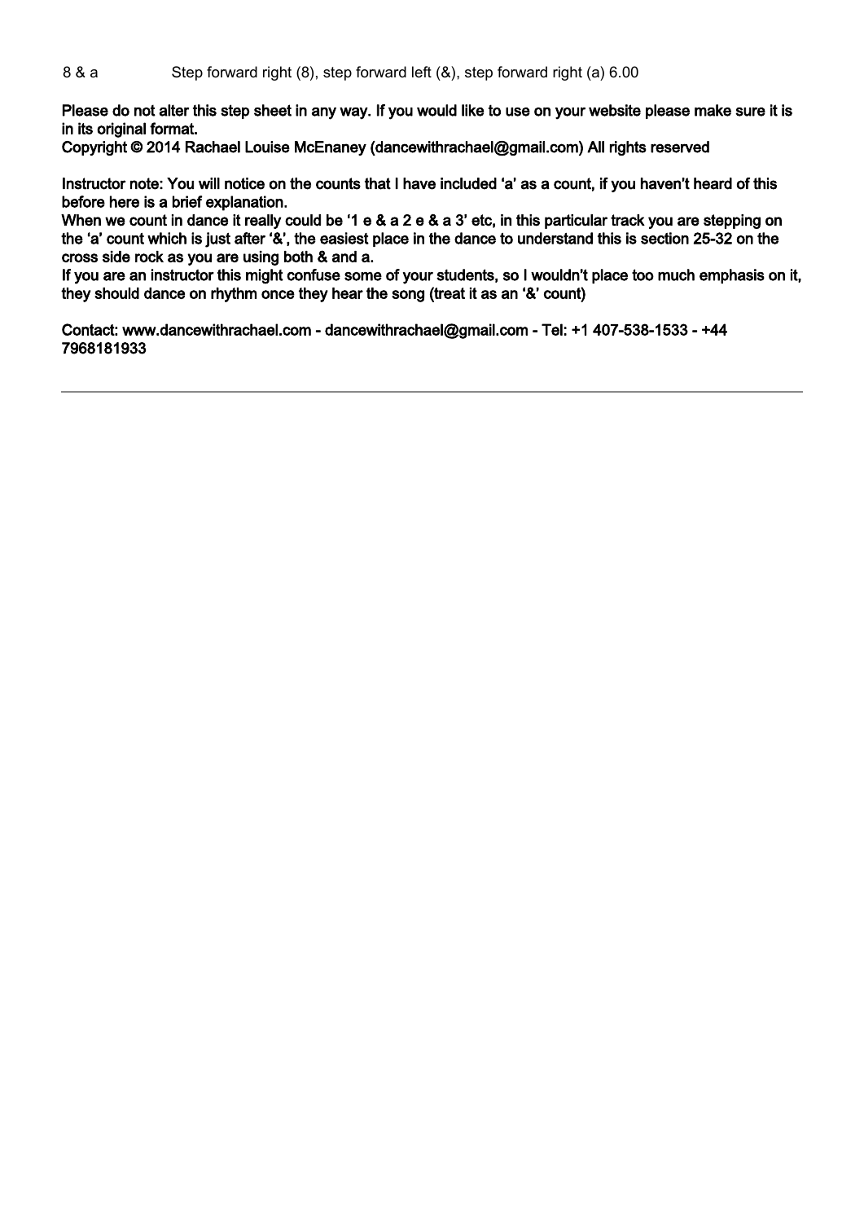8 & a Step forward right (8), step forward left (&), step forward right (a) 6.00

**Please do not alter this step sheet in any way. If you would like to use on your website please make sure it is in its original format.**
**Copyright © 2014 Rachael Louise McEnaney (dancewithrachael@gmail.com) All rights reserved**

**Instructor note: You will notice on the counts that I have included 'a' as a count, if you haven't heard of this before here is a brief explanation.**
**When we count in dance it really could be '1 e & a 2 e & a 3' etc, in this particular track you are stepping on the 'a' count which is just after '&', the easiest place in the dance to understand this is section 25-32 on the cross side rock as you are using both & and a.**
**If you are an instructor this might confuse some of your students, so I wouldn't place too much emphasis on it, they should dance on rhythm once they hear the song (treat it as an '&' count)**

**Contact: www.dancewithrachael.com - dancewithrachael@gmail.com - Tel: +1 407-538-1533 - +44 7968181933**

---